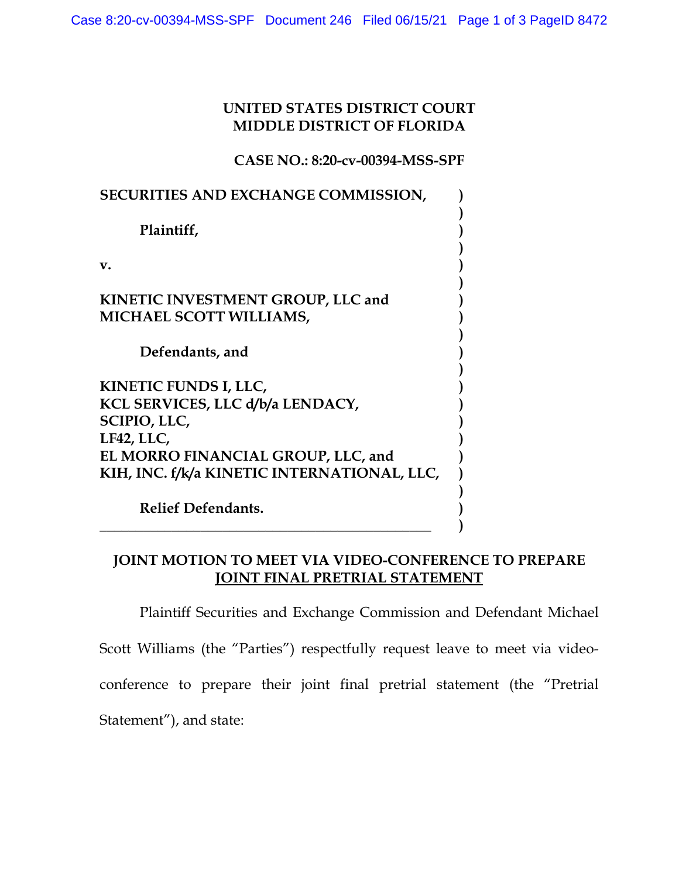**UNITED STATES DISTRICT COURT**
**MIDDLE DISTRICT OF FLORIDA**

**CASE NO.: 8:20-cv-00394-MSS-SPF**

**SECURITIES AND EXCHANGE COMMISSION,**

**Plaintiff,**

**v.**

**KINETIC INVESTMENT GROUP, LLC and MICHAEL SCOTT WILLIAMS,**

**Defendants, and**

**KINETIC FUNDS I, LLC,**
**KCL SERVICES, LLC d/b/a LENDACY,**
**SCIPIO, LLC,**
**LF42, LLC,**
**EL MORRO FINANCIAL GROUP, LLC, and**
**KIH, INC. f/k/a KINETIC INTERNATIONAL, LLC,**

**Relief Defendants.**

## JOINT MOTION TO MEET VIA VIDEO-CONFERENCE TO PREPARE JOINT FINAL PRETRIAL STATEMENT

Plaintiff Securities and Exchange Commission and Defendant Michael Scott Williams (the "Parties") respectfully request leave to meet via video-conference to prepare their joint final pretrial statement (the "Pretrial Statement"), and state: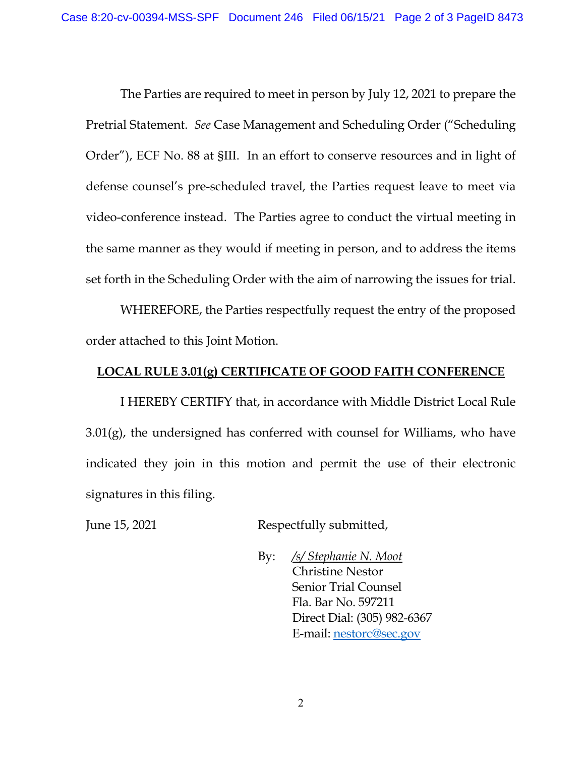The Parties are required to meet in person by July 12, 2021 to prepare the Pretrial Statement. *See* Case Management and Scheduling Order ("Scheduling Order"), ECF No. 88 at §III. In an effort to conserve resources and in light of defense counsel's pre-scheduled travel, the Parties request leave to meet via video-conference instead. The Parties agree to conduct the virtual meeting in the same manner as they would if meeting in person, and to address the items set forth in the Scheduling Order with the aim of narrowing the issues for trial.

WHEREFORE, the Parties respectfully request the entry of the proposed order attached to this Joint Motion.

**LOCAL RULE 3.01(g) CERTIFICATE OF GOOD FAITH CONFERENCE**

I HEREBY CERTIFY that, in accordance with Middle District Local Rule 3.01(g), the undersigned has conferred with counsel for Williams, who have indicated they join in this motion and permit the use of their electronic signatures in this filing.

June 15, 2021

Respectfully submitted,

By: */s/ Stephanie N. Moot*
Christine Nestor
Senior Trial Counsel
Fla. Bar No. 597211
Direct Dial: (305) 982-6367
E-mail: nestorc@sec.gov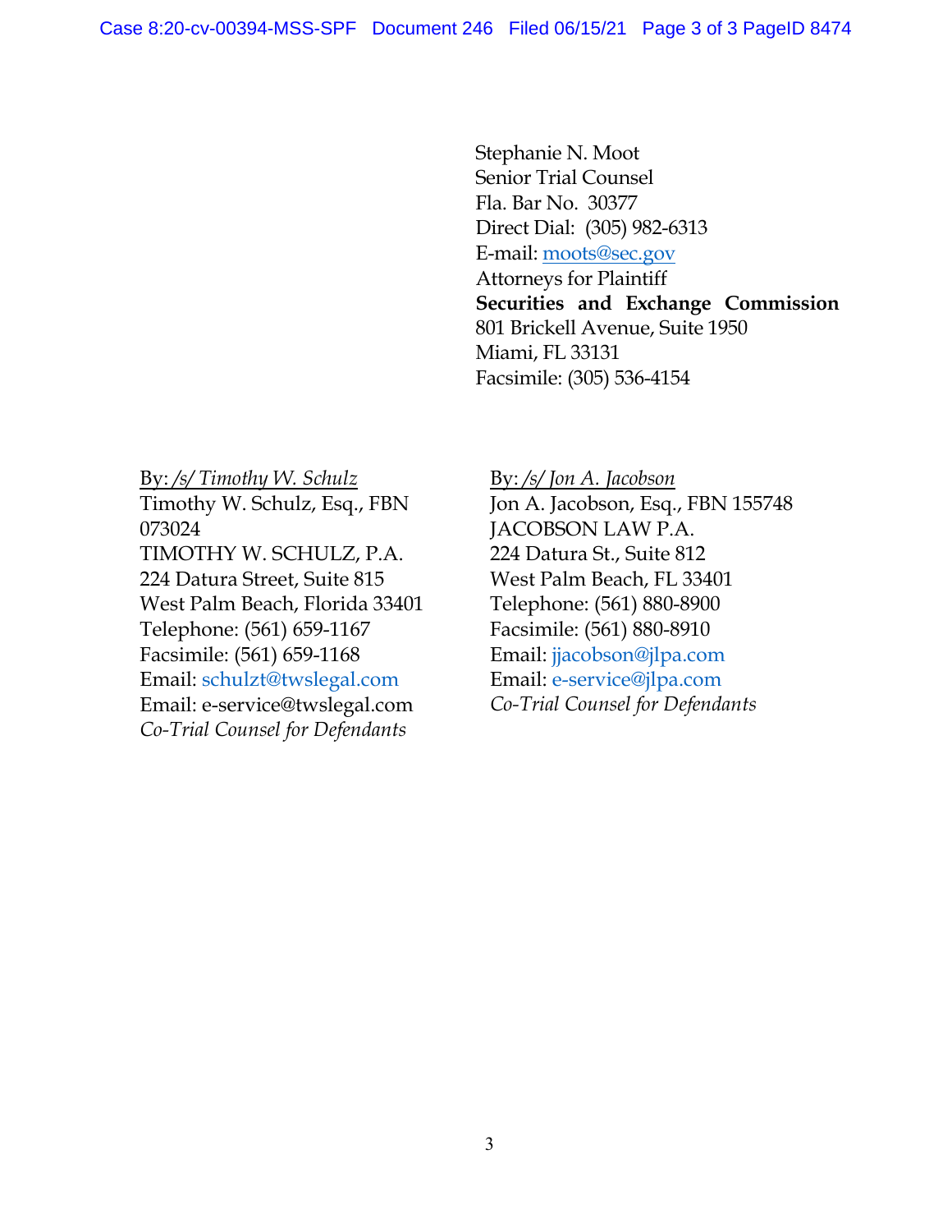Stephanie N. Moot
Senior Trial Counsel
Fla. Bar No. 30377
Direct Dial: (305) 982-6313
E-mail: moots@sec.gov
Attorneys for Plaintiff
**Securities and Exchange Commission**
801 Brickell Avenue, Suite 1950
Miami, FL 33131
Facsimile: (305) 536-4154

By: */s/ Timothy W. Schulz*
Timothy W. Schulz, Esq., FBN 073024
TIMOTHY W. SCHULZ, P.A.
224 Datura Street, Suite 815
West Palm Beach, Florida 33401
Telephone: (561) 659-1167
Facsimile: (561) 659-1168
Email: schulzt@twslegal.com
Email: e-service@twslegal.com
*Co-Trial Counsel for Defendants*

By: */s/ Jon A. Jacobson*
Jon A. Jacobson, Esq., FBN 155748
JACOBSON LAW P.A.
224 Datura St., Suite 812
West Palm Beach, FL 33401
Telephone: (561) 880-8900
Facsimile: (561) 880-8910
Email: jjacobson@jlpa.com
Email: e-service@jlpa.com
*Co-Trial Counsel for Defendants*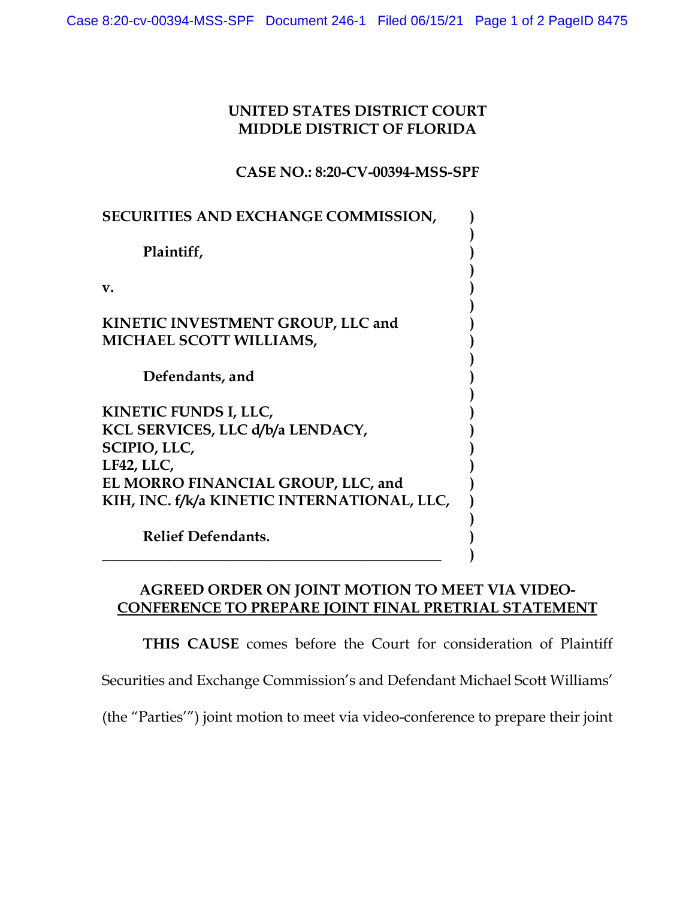UNITED STATES DISTRICT COURT
MIDDLE DISTRICT OF FLORIDA

**CASE NO.: 8:20-CV-00394-MSS-SPF**

| | |
|---|---|
| **SECURITIES AND EXCHANGE COMMISSION,** | ) |
| | ) |
| **Plaintiff,** | ) |
| | ) |
| **v.** | ) |
| | ) |
| **KINETIC INVESTMENT GROUP, LLC and** | ) |
| **MICHAEL SCOTT WILLIAMS,** | ) |
| | ) |
| **Defendants, and** | ) |
| | ) |
| **KINETIC FUNDS I, LLC,** | ) |
| **KCL SERVICES, LLC d/b/a LENDACY,** | ) |
| **SCIPIO, LLC,** | ) |
| **LF42, LLC,** | ) |
| **EL MORRO FINANCIAL GROUP, LLC, and** | ) |
| **KIH, INC. f/k/a KINETIC INTERNATIONAL, LLC,** | ) |
| | ) |
| **Relief Defendants.** | ) |
| | ) |

**AGREED ORDER ON JOINT MOTION TO MEET VIA VIDEO-CONFERENCE TO PREPARE JOINT FINAL PRETRIAL STATEMENT**

**THIS CAUSE** comes before the Court for consideration of Plaintiff Securities and Exchange Commission's and Defendant Michael Scott Williams' (the "Parties'") joint motion to meet via video-conference to prepare their joint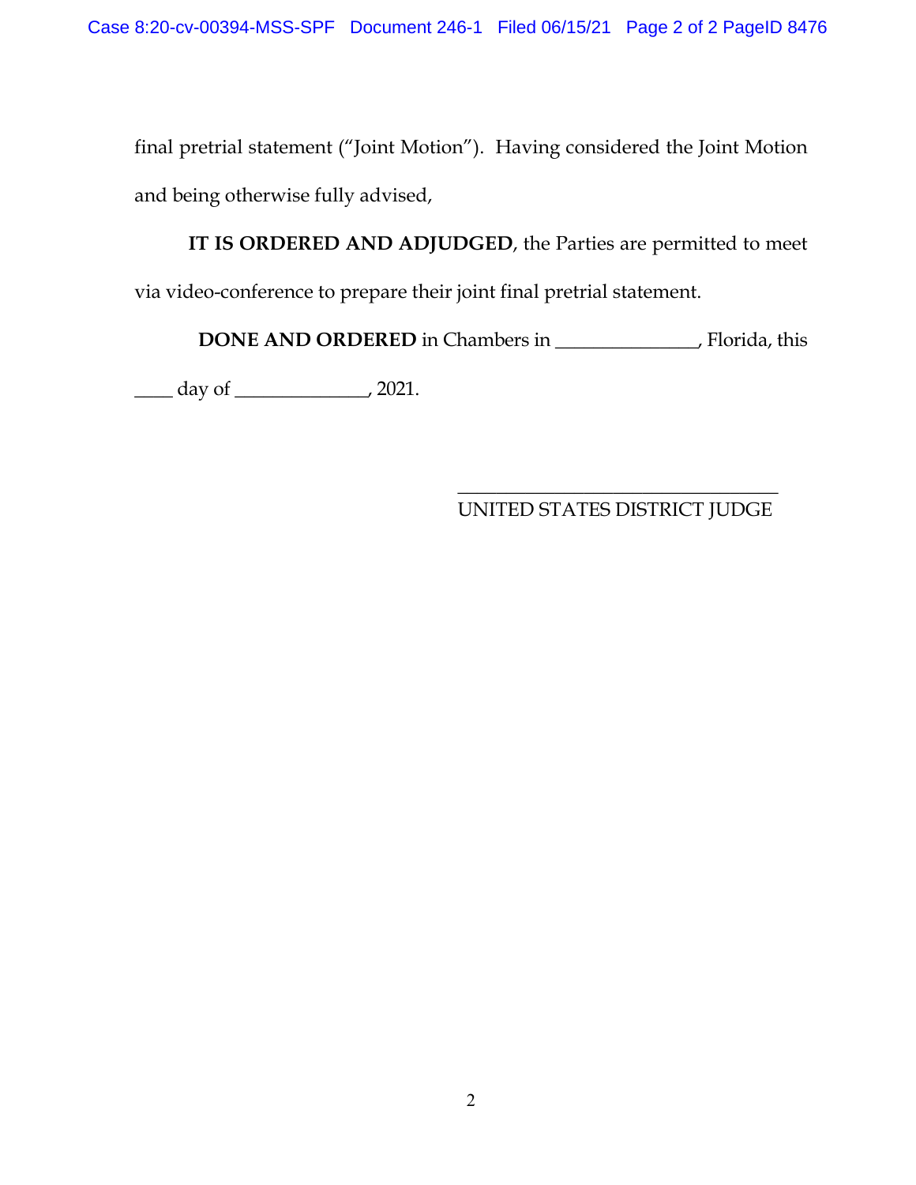final pretrial statement ("Joint Motion"). Having considered the Joint Motion and being otherwise fully advised,

**IT IS ORDERED AND ADJUDGED**, the Parties are permitted to meet via video-conference to prepare their joint final pretrial statement.

**DONE AND ORDERED** in Chambers in _______________, Florida, this _____ day of ______________, 2021.

__________________________________
UNITED STATES DISTRICT JUDGE